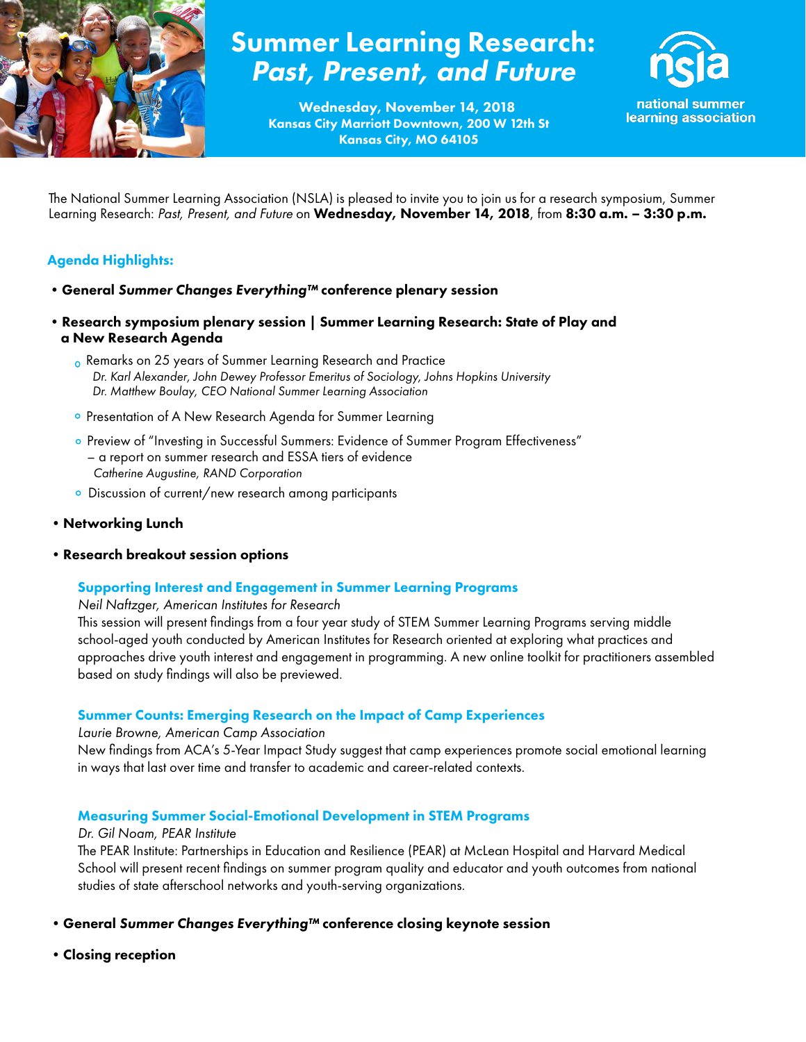# Summer Learning Research: *Past, Present, and Future*

**Wednesday, November 14, 2018**
**Kansas City Marriott Downtown, 200 W 12th St**
**Kansas City, MO 64105**

national summer learning association

The National Summer Learning Association (NSLA) is pleased to invite you to join us for a research symposium, Summer Learning Research: *Past, Present, and Future* on **Wednesday, November 14, 2018**, from **8:30 a.m. – 3:30 p.m.**

## Agenda Highlights:

- **General *Summer Changes Everything™* conference plenary session**
- **Research symposium plenary session | Summer Learning Research: State of Play and a New Research Agenda**
  - Remarks on 25 years of Summer Learning Research and Practice
    *Dr. Karl Alexander, John Dewey Professor Emeritus of Sociology, Johns Hopkins University*
    *Dr. Matthew Boulay, CEO National Summer Learning Association*
  - Presentation of A New Research Agenda for Summer Learning
  - Preview of "Investing in Successful Summers: Evidence of Summer Program Effectiveness" – a report on summer research and ESSA tiers of evidence
    *Catherine Augustine, RAND Corporation*
  - Discussion of current/new research among participants
- **Networking Lunch**
- **Research breakout session options**

### Supporting Interest and Engagement in Summer Learning Programs

*Neil Naftzger, American Institutes for Research*

This session will present findings from a four year study of STEM Summer Learning Programs serving middle school-aged youth conducted by American Institutes for Research oriented at exploring what practices and approaches drive youth interest and engagement in programming. A new online toolkit for practitioners assembled based on study findings will also be previewed.

### Summer Counts: Emerging Research on the Impact of Camp Experiences

*Laurie Browne, American Camp Association*

New findings from ACA's 5-Year Impact Study suggest that camp experiences promote social emotional learning in ways that last over time and transfer to academic and career-related contexts.

### Measuring Summer Social-Emotional Development in STEM Programs

*Dr. Gil Noam, PEAR Institute*

The PEAR Institute: Partnerships in Education and Resilience (PEAR) at McLean Hospital and Harvard Medical School will present recent findings on summer program quality and educator and youth outcomes from national studies of state afterschool networks and youth-serving organizations.

- **General *Summer Changes Everything™* conference closing keynote session**
- **Closing reception**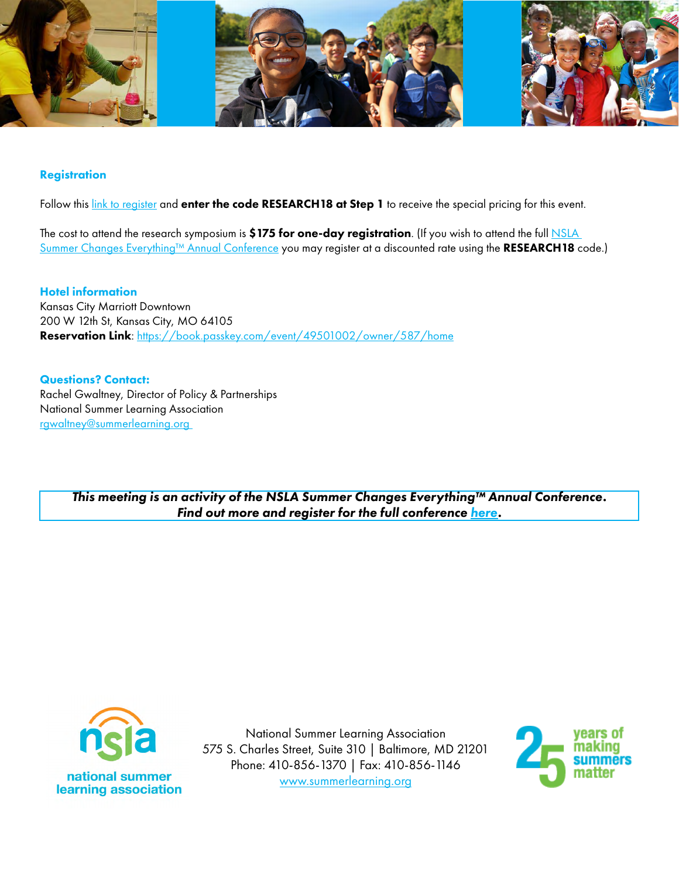## Registration

Follow this link to register and **enter the code RESEARCH18 at Step 1** to receive the special pricing for this event.

The cost to attend the research symposium is **$175 for one-day registration**. (If you wish to attend the full NSLA Summer Changes Everything™ Annual Conference you may register at a discounted rate using the **RESEARCH18** code.)

## Hotel information

Kansas City Marriott Downtown
200 W 12th St, Kansas City, MO 64105
**Reservation Link**: https://book.passkey.com/event/49501002/owner/587/home

## Questions? Contact:

Rachel Gwaltney, Director of Policy & Partnerships
National Summer Learning Association
rgwaltney@summerlearning.org

***This meeting is an activity of the NSLA Summer Changes Everything™ Annual Conference. Find out more and register for the full conference here.***

national summer learning association

National Summer Learning Association
575 S. Charles Street, Suite 310 | Baltimore, MD 21201
Phone: 410-856-1370 | Fax: 410-856-1146
www.summerlearning.org

25 years of making summers matter